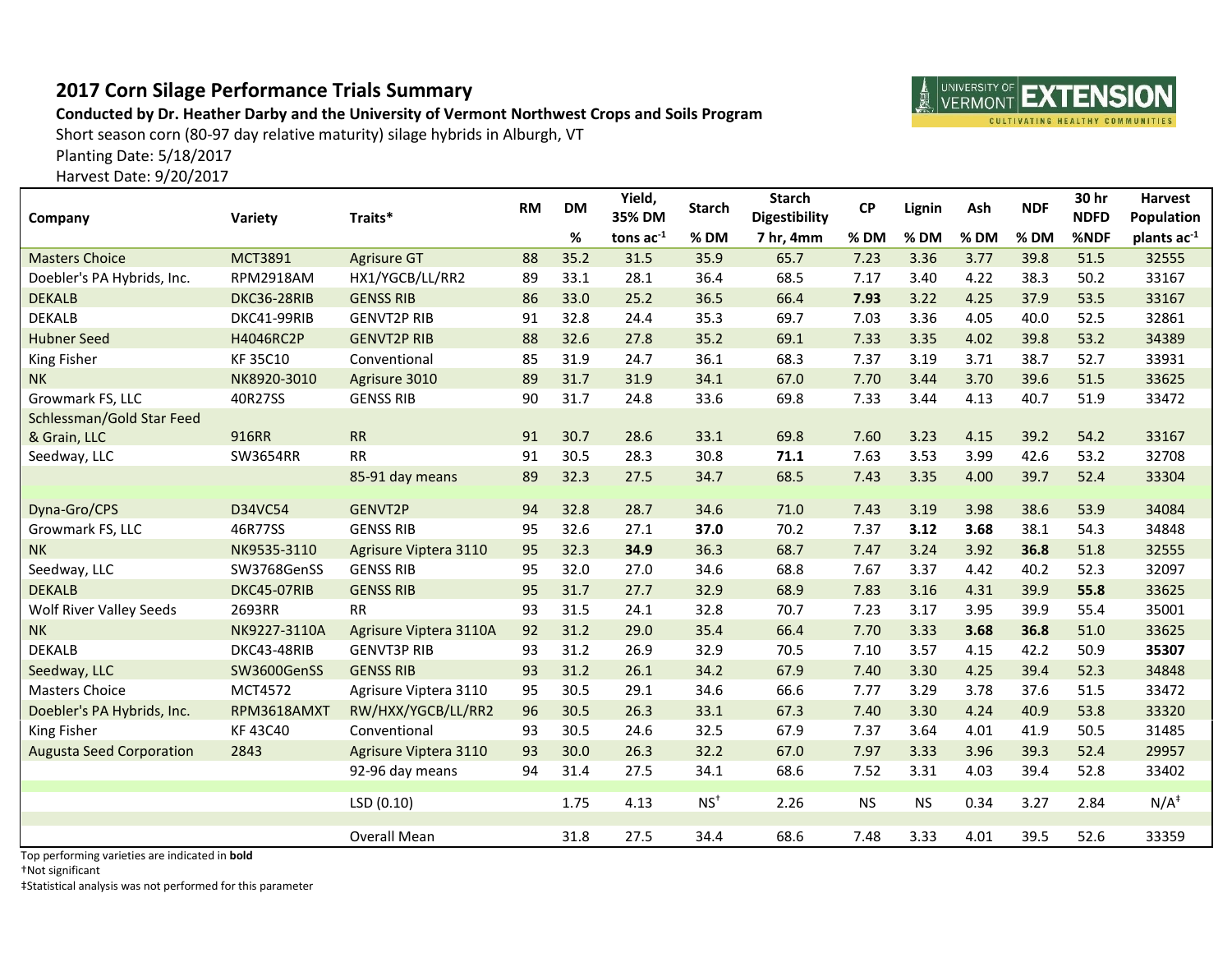# 2017 Corn Silage Performance Trials Summary

**Conducted by Dr. Heather Darby and the University of Vermont Northwest Crops and Soils Program**

Short season corn (80-97 day relative maturity) silage hybrids in Alburgh, VT

Planting Date: 5/18/2017

Harvest Date: 9/20/2017

| Company | Variety | Traits* | RM | DM | Yield, 35% DM | Starch | Starch Digestibility | CP | Lignin | Ash | NDF | 30 hr NDFD | Harvest Population |
|---|---|---|---|---|---|---|---|---|---|---|---|---|---|
| | | | | % | tons ac$^{-1}$ | % DM | 7 hr, 4mm | % DM | % DM | % DM | % DM | %NDF | plants ac$^{-1}$ |
| Masters Choice | MCT3891 | Agrisure GT | 88 | 35.2 | 31.5 | 35.9 | 65.7 | 7.23 | 3.36 | 3.77 | 39.8 | 51.5 | 32555 |
| Doebler's PA Hybrids, Inc. | RPM2918AM | HX1/YGCB/LL/RR2 | 89 | 33.1 | 28.1 | 36.4 | 68.5 | 7.17 | 3.40 | 4.22 | 38.3 | 50.2 | 33167 |
| DEKALB | DKC36-28RIB | GENSS RIB | 86 | 33.0 | 25.2 | 36.5 | 66.4 | **7.93** | 3.22 | 4.25 | 37.9 | 53.5 | 33167 |
| DEKALB | DKC41-99RIB | GENVT2P RIB | 91 | 32.8 | 24.4 | 35.3 | 69.7 | 7.03 | 3.36 | 4.05 | 40.0 | 52.5 | 32861 |
| Hubner Seed | H4046RC2P | GENVT2P RIB | 88 | 32.6 | 27.8 | 35.2 | 69.1 | 7.33 | 3.35 | 4.02 | 39.8 | 53.2 | 34389 |
| King Fisher | KF 35C10 | Conventional | 85 | 31.9 | 24.7 | 36.1 | 68.3 | 7.37 | 3.19 | 3.71 | 38.7 | 52.7 | 33931 |
| NK | NK8920-3010 | Agrisure 3010 | 89 | 31.7 | 31.9 | 34.1 | 67.0 | 7.70 | 3.44 | 3.70 | 39.6 | 51.5 | 33625 |
| Growmark FS, LLC | 40R27SS | GENSS RIB | 90 | 31.7 | 24.8 | 33.6 | 69.8 | 7.33 | 3.44 | 4.13 | 40.7 | 51.9 | 33472 |
| Schlessman/Gold Star Feed & Grain, LLC | 916RR | RR | 91 | 30.7 | 28.6 | 33.1 | 69.8 | 7.60 | 3.23 | 4.15 | 39.2 | 54.2 | 33167 |
| Seedway, LLC | SW3654RR | RR | 91 | 30.5 | 28.3 | 30.8 | **71.1** | 7.63 | 3.53 | 3.99 | 42.6 | 53.2 | 32708 |
| | | 85-91 day means | 89 | 32.3 | 27.5 | 34.7 | 68.5 | 7.43 | 3.35 | 4.00 | 39.7 | 52.4 | 33304 |
| Dyna-Gro/CPS | D34VC54 | GENVT2P | 94 | 32.8 | 28.7 | 34.6 | 71.0 | 7.43 | 3.19 | 3.98 | 38.6 | 53.9 | 34084 |
| Growmark FS, LLC | 46R77SS | GENSS RIB | 95 | 32.6 | 27.1 | **37.0** | 70.2 | 7.37 | **3.12** | **3.68** | 38.1 | 54.3 | 34848 |
| NK | NK9535-3110 | Agrisure Viptera 3110 | 95 | 32.3 | **34.9** | 36.3 | 68.7 | 7.47 | 3.24 | 3.92 | **36.8** | 51.8 | 32555 |
| Seedway, LLC | SW3768GenSS | GENSS RIB | 95 | 32.0 | 27.0 | 34.6 | 68.8 | 7.67 | 3.37 | 4.42 | 40.2 | 52.3 | 32097 |
| DEKALB | DKC45-07RIB | GENSS RIB | 95 | 31.7 | 27.7 | 32.9 | 68.9 | 7.83 | 3.16 | 4.31 | 39.9 | **55.8** | 33625 |
| Wolf River Valley Seeds | 2693RR | RR | 93 | 31.5 | 24.1 | 32.8 | 70.7 | 7.23 | 3.17 | 3.95 | 39.9 | 55.4 | 35001 |
| NK | NK9227-3110A | Agrisure Viptera 3110A | 92 | 31.2 | 29.0 | 35.4 | 66.4 | 7.70 | 3.33 | **3.68** | **36.8** | 51.0 | 33625 |
| DEKALB | DKC43-48RIB | GENVT3P RIB | 93 | 31.2 | 26.9 | 32.9 | 70.5 | 7.10 | 3.57 | 4.15 | 42.2 | 50.9 | **35307** |
| Seedway, LLC | SW3600GenSS | GENSS RIB | 93 | 31.2 | 26.1 | 34.2 | 67.9 | 7.40 | 3.30 | 4.25 | 39.4 | 52.3 | 34848 |
| Masters Choice | MCT4572 | Agrisure Viptera 3110 | 95 | 30.5 | 29.1 | 34.6 | 66.6 | 7.77 | 3.29 | 3.78 | 37.6 | 51.5 | 33472 |
| Doebler's PA Hybrids, Inc. | RPM3618AMXT | RW/HXX/YGCB/LL/RR2 | 96 | 30.5 | 26.3 | 33.1 | 67.3 | 7.40 | 3.30 | 4.24 | 40.9 | 53.8 | 33320 |
| King Fisher | KF 43C40 | Conventional | 93 | 30.5 | 24.6 | 32.5 | 67.9 | 7.37 | 3.64 | 4.01 | 41.9 | 50.5 | 31485 |
| Augusta Seed Corporation | 2843 | Agrisure Viptera 3110 | 93 | 30.0 | 26.3 | 32.2 | 67.0 | 7.97 | 3.33 | 3.96 | 39.3 | 52.4 | 29957 |
| | | 92-96 day means | 94 | 31.4 | 27.5 | 34.1 | 68.6 | 7.52 | 3.31 | 4.03 | 39.4 | 52.8 | 33402 |
| | | LSD (0.10) | | 1.75 | 4.13 | NS† | 2.26 | NS | NS | 0.34 | 3.27 | 2.84 | N/A‡ |
| | | Overall Mean | | 31.8 | 27.5 | 34.4 | 68.6 | 7.48 | 3.33 | 4.01 | 39.5 | 52.6 | 33359 |

Top performing varieties are indicated in **bold**

†Not significant

‡Statistical analysis was not performed for this parameter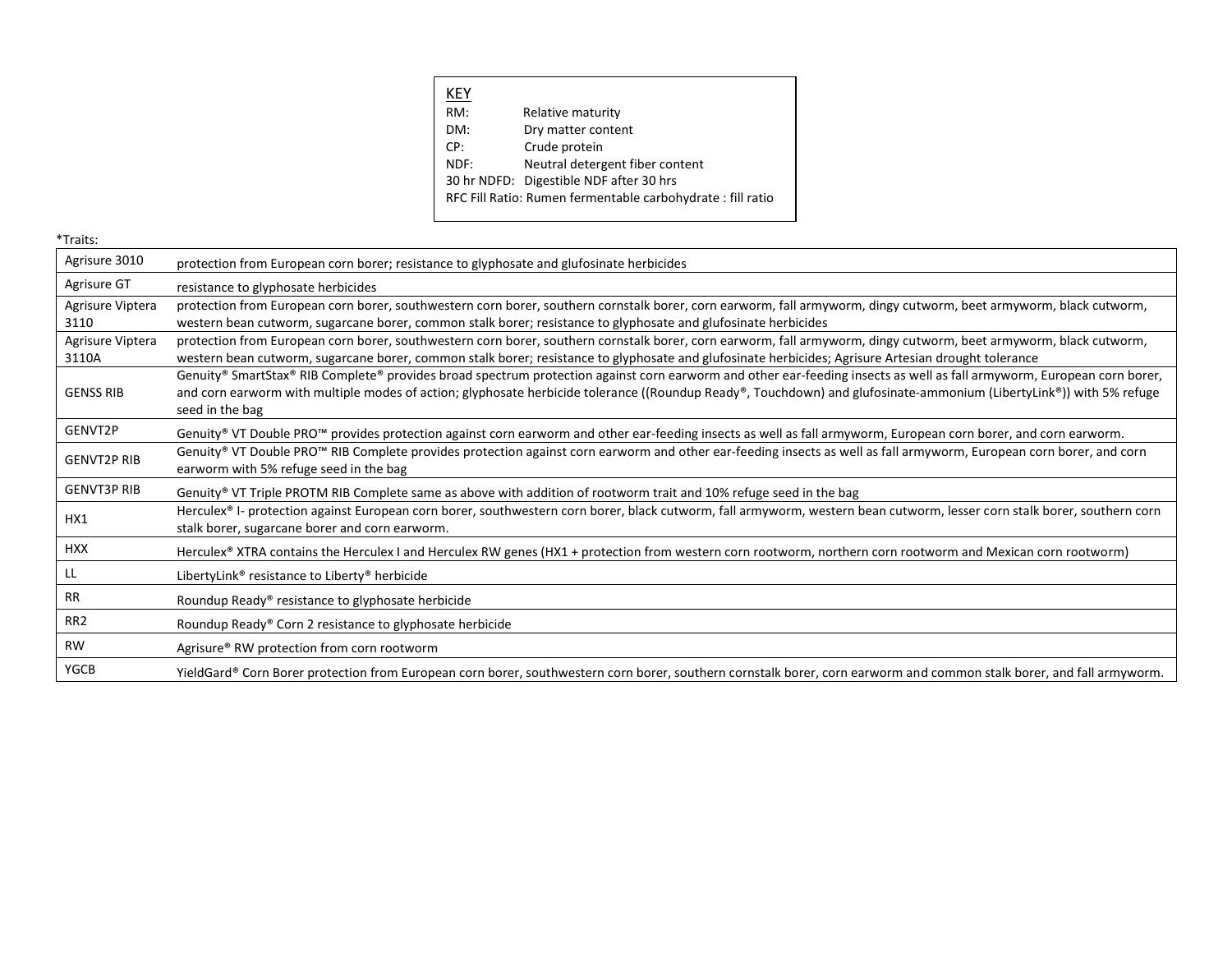**KEY**

RM: Relative maturity
DM: Dry matter content
CP: Crude protein
NDF: Neutral detergent fiber content
30 hr NDFD: Digestible NDF after 30 hrs
RFC Fill Ratio: Rumen fermentable carbohydrate : fill ratio

*Traits:

| | |
|---|---|
| Agrisure 3010 | protection from European corn borer; resistance to glyphosate and glufosinate herbicides |
| Agrisure GT | resistance to glyphosate herbicides |
| Agrisure Viptera 3110 | protection from European corn borer, southwestern corn borer, southern cornstalk borer, corn earworm, fall armyworm, dingy cutworm, beet armyworm, black cutworm, western bean cutworm, sugarcane borer, common stalk borer; resistance to glyphosate and glufosinate herbicides |
| Agrisure Viptera 3110A | protection from European corn borer, southwestern corn borer, southern cornstalk borer, corn earworm, fall armyworm, dingy cutworm, beet armyworm, black cutworm, western bean cutworm, sugarcane borer, common stalk borer; resistance to glyphosate and glufosinate herbicides; Agrisure Artesian drought tolerance |
| GENSS RIB | Genuity® SmartStax® RIB Complete® provides broad spectrum protection against corn earworm and other ear-feeding insects as well as fall armyworm, European corn borer, and corn earworm with multiple modes of action; glyphosate herbicide tolerance ((Roundup Ready®, Touchdown) and glufosinate-ammonium (LibertyLink®)) with 5% refuge seed in the bag |
| GENVT2P | Genuity® VT Double PRO™ provides protection against corn earworm and other ear-feeding insects as well as fall armyworm, European corn borer, and corn earworm. |
| GENVT2P RIB | Genuity® VT Double PRO™ RIB Complete provides protection against corn earworm and other ear-feeding insects as well as fall armyworm, European corn borer, and corn earworm with 5% refuge seed in the bag |
| GENVT3P RIB | Genuity® VT Triple PROTM RIB Complete same as above with addition of rootworm trait and 10% refuge seed in the bag |
| HX1 | Herculex® I- protection against European corn borer, southwestern corn borer, black cutworm, fall armyworm, western bean cutworm, lesser corn stalk borer, southern corn stalk borer, sugarcane borer and corn earworm. |
| HXX | Herculex® XTRA contains the Herculex I and Herculex RW genes (HX1 + protection from western corn rootworm, northern corn rootworm and Mexican corn rootworm) |
| LL | LibertyLink® resistance to Liberty® herbicide |
| RR | Roundup Ready® resistance to glyphosate herbicide |
| RR2 | Roundup Ready® Corn 2 resistance to glyphosate herbicide |
| RW | Agrisure® RW protection from corn rootworm |
| YGCB | YieldGard® Corn Borer protection from European corn borer, southwestern corn borer, southern cornstalk borer, corn earworm and common stalk borer, and fall armyworm. |